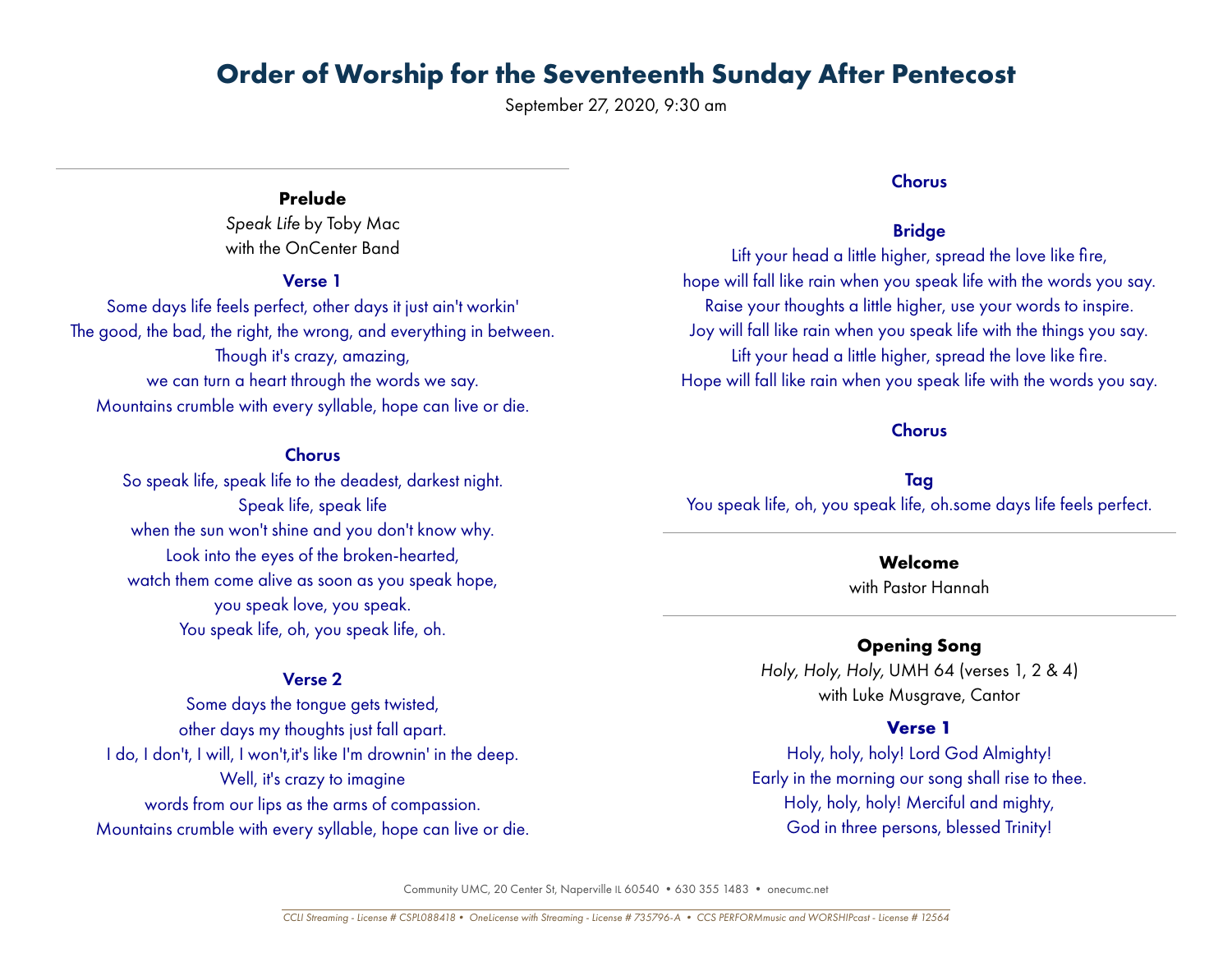# Order of Worship for the Seventeenth Sunday After Pentecost

September 27, 2020, 9:30 am

---

**Prelude**

*Speak Life* by Toby Mac
with the OnCenter Band

**Verse 1**

Some days life feels perfect, other days it just ain't workin'
The good, the bad, the right, the wrong, and everything in between.
Though it's crazy, amazing,
we can turn a heart through the words we say.
Mountains crumble with every syllable, hope can live or die.

**Chorus**

So speak life, speak life to the deadest, darkest night.
Speak life, speak life
when the sun won't shine and you don't know why.
Look into the eyes of the broken-hearted,
watch them come alive as soon as you speak hope,
you speak love, you speak.
You speak life, oh, you speak life, oh.

**Verse 2**

Some days the tongue gets twisted,
other days my thoughts just fall apart.
I do, I don't, I will, I won't,it's like I'm drownin' in the deep.
Well, it's crazy to imagine
words from our lips as the arms of compassion.
Mountains crumble with every syllable, hope can live or die.

**Chorus**

**Bridge**

Lift your head a little higher, spread the love like fire,
hope will fall like rain when you speak life with the words you say.
Raise your thoughts a little higher, use your words to inspire.
Joy will fall like rain when you speak life with the things you say.
Lift your head a little higher, spread the love like fire.
Hope will fall like rain when you speak life with the words you say.

**Chorus**

**Tag**

You speak life, oh, you speak life, oh.some days life feels perfect.

---

**Welcome**

with Pastor Hannah

---

**Opening Song**

*Holy, Holy, Holy,* UMH 64 (verses 1, 2 & 4)
with Luke Musgrave, Cantor

**Verse 1**

Holy, holy, holy! Lord God Almighty!
Early in the morning our song shall rise to thee.
Holy, holy, holy! Merciful and mighty,
God in three persons, blessed Trinity!

Community UMC, 20 Center St, Naperville IL 60540 • 630 355 1483 • onecumc.net

*CCLI Streaming - License # CSPL088418 • OneLicense with Streaming - License # 735796-A • CCS PERFORMmusic and WORSHIPcast - License # 12564*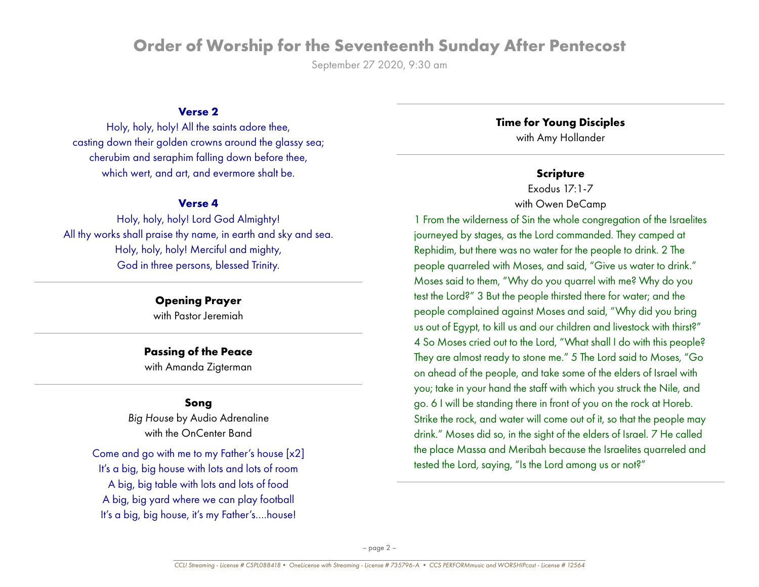# Order of Worship for the Seventeenth Sunday After Pentecost

September 27 2020, 9:30 am

**Verse 2**

Holy, holy, holy! All the saints adore thee,
casting down their golden crowns around the glassy sea;
cherubim and seraphim falling down before thee,
which wert, and art, and evermore shalt be.

**Verse 4**

Holy, holy, holy! Lord God Almighty!
All thy works shall praise thy name, in earth and sky and sea.
Holy, holy, holy! Merciful and mighty,
God in three persons, blessed Trinity.

---

**Opening Prayer**

with Pastor Jeremiah

---

**Passing of the Peace**

with Amanda Zigterman

---

**Song**

*Big House* by Audio Adrenaline
with the OnCenter Band

Come and go with me to my Father's house [x2]
It's a big, big house with lots and lots of room
A big, big table with lots and lots of food
A big, big yard where we can play football
It's a big, big house, it's my Father's....house!

---

**Time for Young Disciples**

with Amy Hollander

---

**Scripture**

Exodus 17:1-7
with Owen DeCamp

1 From the wilderness of Sin the whole congregation of the Israelites journeyed by stages, as the Lord commanded. They camped at Rephidim, but there was no water for the people to drink. 2 The people quarreled with Moses, and said, "Give us water to drink." Moses said to them, "Why do you quarrel with me? Why do you test the Lord?" 3 But the people thirsted there for water; and the people complained against Moses and said, "Why did you bring us out of Egypt, to kill us and our children and livestock with thirst?" 4 So Moses cried out to the Lord, "What shall I do with this people? They are almost ready to stone me." 5 The Lord said to Moses, "Go on ahead of the people, and take some of the elders of Israel with you; take in your hand the staff with which you struck the Nile, and go. 6 I will be standing there in front of you on the rock at Horeb. Strike the rock, and water will come out of it, so that the people may drink." Moses did so, in the sight of the elders of Israel. 7 He called the place Massa and Meribah because the Israelites quarreled and tested the Lord, saying, "Is the Lord among us or not?"

---

*CCLI Streaming - License # CSPL088418 • OneLicense with Streaming - License # 735796-A • CCS PERFORMmusic and WORSHIPcast - License # 12564*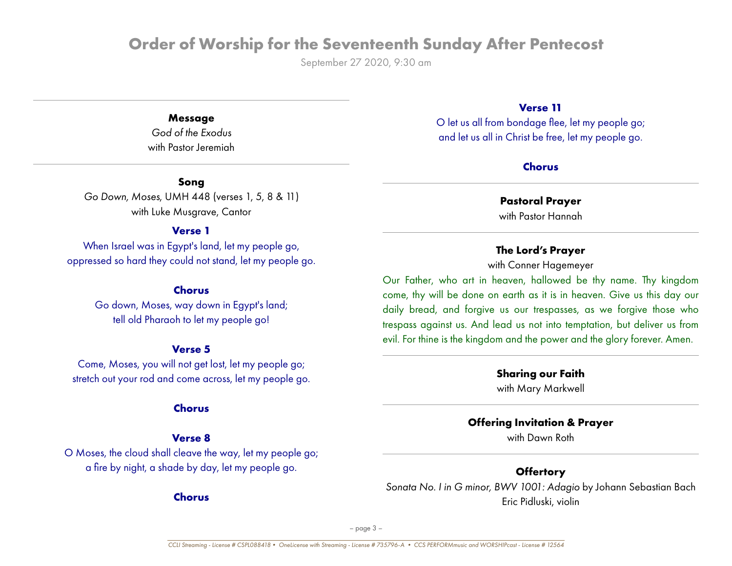# Order of Worship for the Seventeenth Sunday After Pentecost

September 27 2020, 9:30 am

---

**Message**

*God of the Exodus*
with Pastor Jeremiah

---

**Song**

*Go Down, Moses*, UMH 448 (verses 1, 5, 8 & 11)
with Luke Musgrave, Cantor

**Verse 1**

When Israel was in Egypt's land, let my people go,
oppressed so hard they could not stand, let my people go.

**Chorus**

Go down, Moses, way down in Egypt's land;
tell old Pharaoh to let my people go!

**Verse 5**

Come, Moses, you will not get lost, let my people go;
stretch out your rod and come across, let my people go.

**Chorus**

**Verse 8**

O Moses, the cloud shall cleave the way, let my people go;
a fire by night, a shade by day, let my people go.

**Chorus**

**Verse 11**

O let us all from bondage flee, let my people go;
and let us all in Christ be free, let my people go.

**Chorus**

---

**Pastoral Prayer**

with Pastor Hannah

---

**The Lord's Prayer**

with Conner Hagemeyer

Our Father, who art in heaven, hallowed be thy name. Thy kingdom come, thy will be done on earth as it is in heaven. Give us this day our daily bread, and forgive us our trespasses, as we forgive those who trespass against us. And lead us not into temptation, but deliver us from evil. For thine is the kingdom and the power and the glory forever. Amen.

---

**Sharing our Faith**

with Mary Markwell

---

**Offering Invitation & Prayer**

with Dawn Roth

---

**Offertory**

*Sonata No. I in G minor, BWV 1001: Adagio* by Johann Sebastian Bach
Eric Pidluski, violin

*CCLI Streaming - License # CSPL088418 • OneLicense with Streaming - License # 735796-A • CCS PERFORMmusic and WORSHIPcast - License # 12564*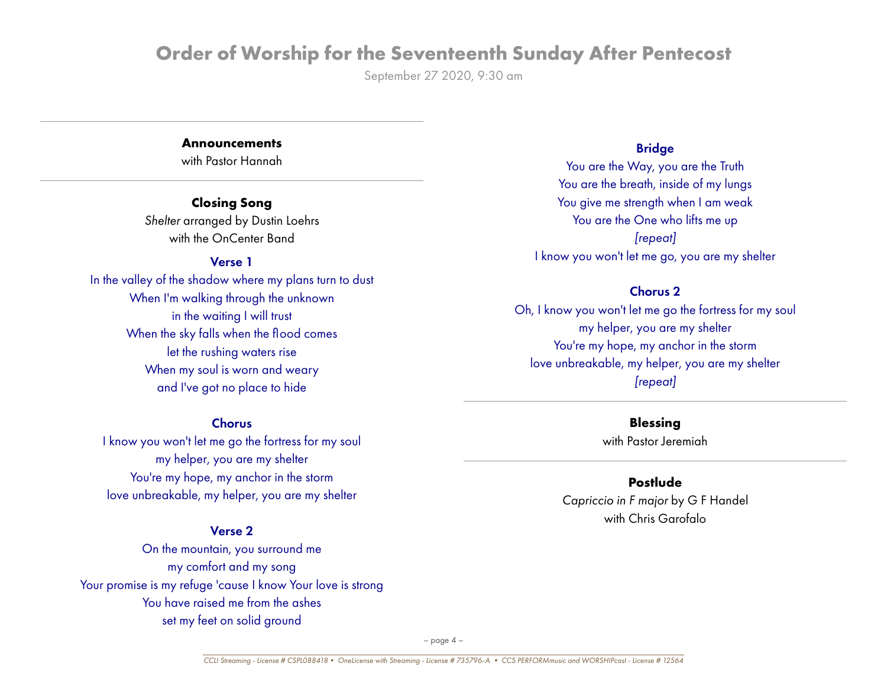# Order of Worship for the Seventeenth Sunday After Pentecost

September 27 2020, 9:30 am

---

### Announcements

with Pastor Hannah

---

### Closing Song

*Shelter* arranged by Dustin Loehrs
with the OnCenter Band

#### Verse 1

In the valley of the shadow where my plans turn to dust
When I'm walking through the unknown
in the waiting I will trust
When the sky falls when the flood comes
let the rushing waters rise
When my soul is worn and weary
and I've got no place to hide

#### Chorus

I know you won't let me go the fortress for my soul
my helper, you are my shelter
You're my hope, my anchor in the storm
love unbreakable, my helper, you are my shelter

#### Verse 2

On the mountain, you surround me
my comfort and my song
Your promise is my refuge 'cause I know Your love is strong
You have raised me from the ashes
set my feet on solid ground

#### Bridge

You are the Way, you are the Truth
You are the breath, inside of my lungs
You give me strength when I am weak
You are the One who lifts me up
*[repeat]*
I know you won't let me go, you are my shelter

#### Chorus 2

Oh, I know you won't let me go the fortress for my soul
my helper, you are my shelter
You're my hope, my anchor in the storm
love unbreakable, my helper, you are my shelter
*[repeat]*

---

### Blessing

with Pastor Jeremiah

---

### Postlude

*Capriccio in F major* by G F Handel
with Chris Garofalo

*CCLI Streaming - License # CSPL088418 • OneLicense with Streaming - License # 735796-A • CCS PERFORMmusic and WORSHIPcast - License # 12564*